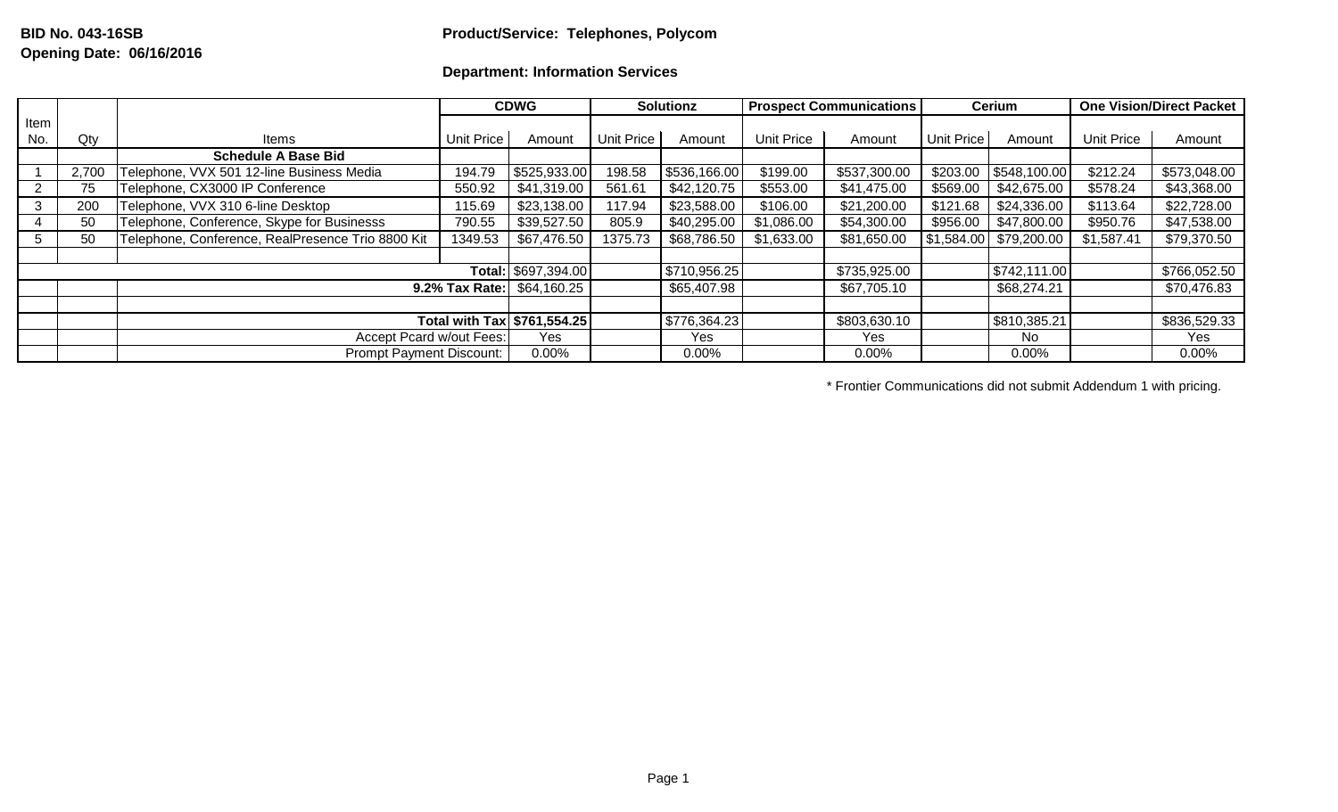**BID No. 043-16SB**
**Opening Date: 06/16/2016**

**Product/Service: Telephones, Polycom**

**Department: Information Services**

| Item No. | Qty | Items | CDWG | | Solutionz | | Prospect Communications | | Cerium | | One Vision/Direct Packet | |
|---|---|---|---|---|---|---|---|---|---|---|---|---|
| | | | Unit Price | Amount | Unit Price | Amount | Unit Price | Amount | Unit Price | Amount | Unit Price | Amount |
| | | **Schedule A Base Bid** | | | | | | | | | | |
| 1 | 2,700 | Telephone, VVX 501 12-line Business Media | 194.79 | $525,933.00 | 198.58 | $536,166.00 | $199.00 | $537,300.00 | $203.00 | $548,100.00 | $212.24 | $573,048.00 |
| 2 | 75 | Telephone, CX3000 IP Conference | 550.92 | $41,319.00 | 561.61 | $42,120.75 | $553.00 | $41,475.00 | $569.00 | $42,675.00 | $578.24 | $43,368.00 |
| 3 | 200 | Telephone, VVX 310 6-line Desktop | 115.69 | $23,138.00 | 117.94 | $23,588.00 | $106.00 | $21,200.00 | $121.68 | $24,336.00 | $113.64 | $22,728.00 |
| 4 | 50 | Telephone, Conference, Skype for Businesss | 790.55 | $39,527.50 | 805.9 | $40,295.00 | $1,086.00 | $54,300.00 | $956.00 | $47,800.00 | $950.76 | $47,538.00 |
| 5 | 50 | Telephone, Conference, RealPresence Trio 8800 Kit | 1349.53 | $67,476.50 | 1375.73 | $68,786.50 | $1,633.00 | $81,650.00 | $1,584.00 | $79,200.00 | $1,587.41 | $79,370.50 |
| | | | | | | | | | | | | |
| | | | **Total:** | $697,394.00 | | $710,956.25 | | $735,925.00 | | $742,111.00 | | $766,052.50 |
| | | | **9.2% Tax Rate:** | $64,160.25 | | $65,407.98 | | $67,705.10 | | $68,274.21 | | $70,476.83 |
| | | | | | | | | | | | | |
| | | | **Total with Tax** | **$761,554.25** | | $776,364.23 | | $803,630.10 | | $810,385.21 | | $836,529.33 |
| | | | Accept Pcard w/out Fees: | Yes | | Yes | | Yes | | No | | Yes |
| | | | Prompt Payment Discount: | 0.00% | | 0.00% | | 0.00% | | 0.00% | | 0.00% |

* Frontier Communications did not submit Addendum 1 with pricing.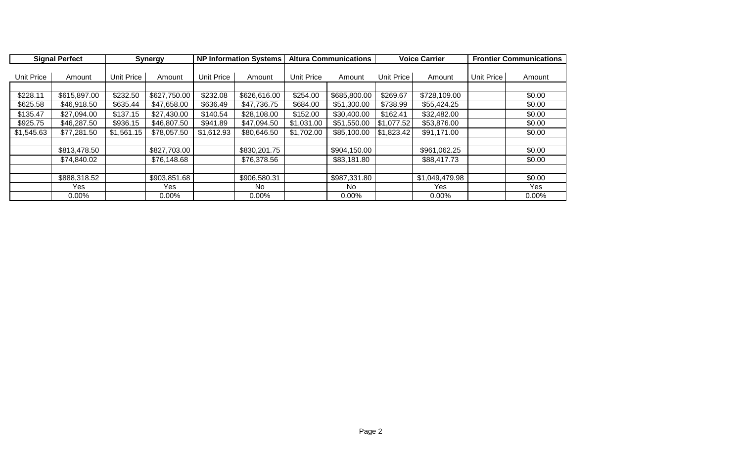| Signal Perfect | | Synergy | | NP Information Systems | | Altura Communications | | Voice Carrier | | Frontier Communications | |
|---|---|---|---|---|---|---|---|---|---|---|---|
| Unit Price | Amount | Unit Price | Amount | Unit Price | Amount | Unit Price | Amount | Unit Price | Amount | Unit Price | Amount |
| | | | | | | | | | | | |
| $228.11 | $615,897.00 | $232.50 | $627,750.00 | $232.08 | $626,616.00 | $254.00 | $685,800.00 | $269.67 | $728,109.00 | | $0.00 |
| $625.58 | $46,918.50 | $635.44 | $47,658.00 | $636.49 | $47,736.75 | $684.00 | $51,300.00 | $738.99 | $55,424.25 | | $0.00 |
| $135.47 | $27,094.00 | $137.15 | $27,430.00 | $140.54 | $28,108.00 | $152.00 | $30,400.00 | $162.41 | $32,482.00 | | $0.00 |
| $925.75 | $46,287.50 | $936.15 | $46,807.50 | $941.89 | $47,094.50 | $1,031.00 | $51,550.00 | $1,077.52 | $53,876.00 | | $0.00 |
| $1,545.63 | $77,281.50 | $1,561.15 | $78,057.50 | $1,612.93 | $80,646.50 | $1,702.00 | $85,100.00 | $1,823.42 | $91,171.00 | | $0.00 |
| | | | | | | | | | | | |
| | $813,478.50 | | $827,703.00 | | $830,201.75 | | $904,150.00 | | $961,062.25 | | $0.00 |
| | $74,840.02 | | $76,148.68 | | $76,378.56 | | $83,181.80 | | $88,417.73 | | $0.00 |
| | | | | | | | | | | | |
| | $888,318.52 | | $903,851.68 | | $906,580.31 | | $987,331.80 | | $1,049,479.98 | | $0.00 |
| | Yes | | Yes | | No | | No | | Yes | | Yes |
| | 0.00% | | 0.00% | | 0.00% | | 0.00% | | 0.00% | | 0.00% |